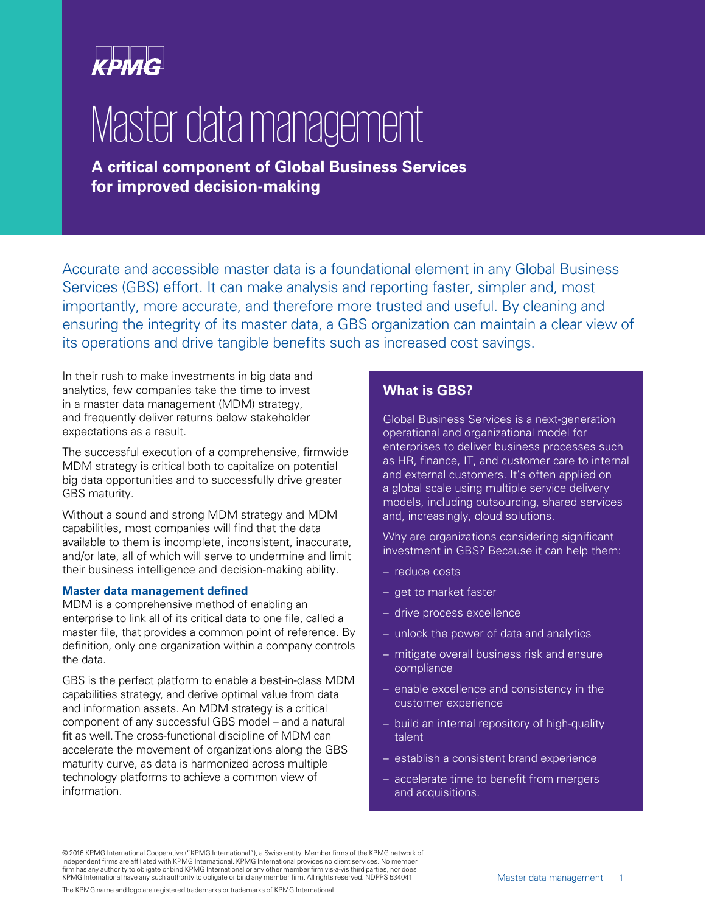KPMG

# Master data management

**A critical component of Global Business Services for improved decision-making**

Accurate and accessible master data is a foundational element in any Global Business Services (GBS) effort. It can make analysis and reporting faster, simpler and, most importantly, more accurate, and therefore more trusted and useful. By cleaning and ensuring the integrity of its master data, a GBS organization can maintain a clear view of its operations and drive tangible benefits such as increased cost savings.

In their rush to make investments in big data and analytics, few companies take the time to invest in a master data management (MDM) strategy, and frequently deliver returns below stakeholder expectations as a result.

The successful execution of a comprehensive, firmwide MDM strategy is critical both to capitalize on potential big data opportunities and to successfully drive greater GBS maturity.

Without a sound and strong MDM strategy and MDM capabilities, most companies will find that the data available to them is incomplete, inconsistent, inaccurate, and/or late, all of which will serve to undermine and limit their business intelligence and decision-making ability.

### Master data management defined

MDM is a comprehensive method of enabling an enterprise to link all of its critical data to one file, called a master file, that provides a common point of reference. By definition, only one organization within a company controls the data.

GBS is the perfect platform to enable a best-in-class MDM capabilities strategy, and derive optimal value from data and information assets. An MDM strategy is a critical component of any successful GBS model – and a natural fit as well. The cross-functional discipline of MDM can accelerate the movement of organizations along the GBS maturity curve, as data is harmonized across multiple technology platforms to achieve a common view of information.

### What is GBS?

Global Business Services is a next-generation operational and organizational model for enterprises to deliver business processes such as HR, finance, IT, and customer care to internal and external customers. It's often applied on a global scale using multiple service delivery models, including outsourcing, shared services and, increasingly, cloud solutions.

Why are organizations considering significant investment in GBS? Because it can help them:

- reduce costs
- get to market faster
- drive process excellence
- unlock the power of data and analytics
- mitigate overall business risk and ensure compliance
- enable excellence and consistency in the customer experience
- build an internal repository of high-quality talent
- establish a consistent brand experience
- accelerate time to benefit from mergers and acquisitions.

© 2016 KPMG International Cooperative ("KPMG International"), a Swiss entity. Member firms of the KPMG network of independent firms are affiliated with KPMG International. KPMG International provides no client services. No member firm has any authority to obligate or bind KPMG International or any other member firm vis-à-vis third parties, nor does KPMG International have any such authority to obligate or bind any member firm. All rights reserved. NDPPS 534041

The KPMG name and logo are registered trademarks or trademarks of KPMG International.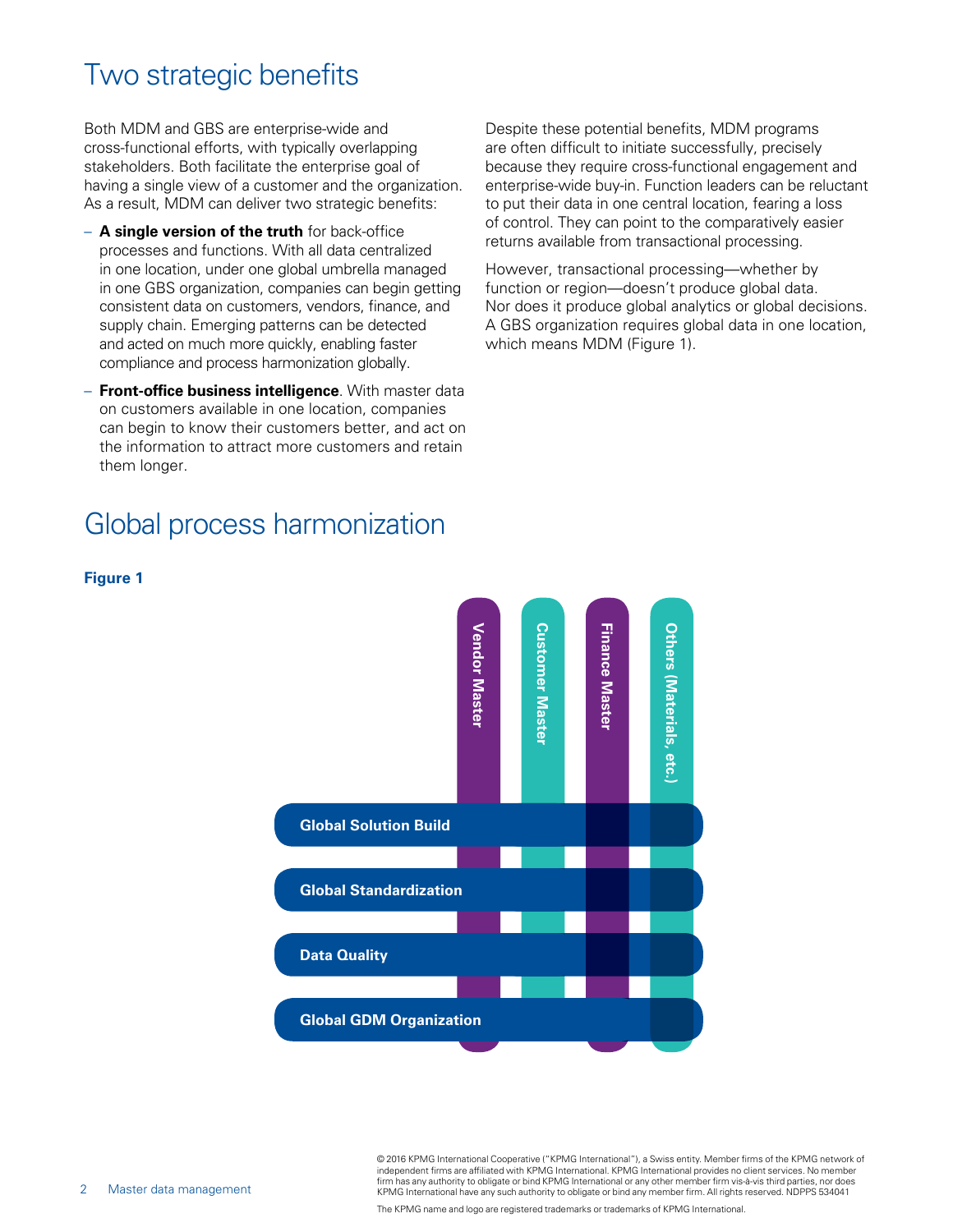## Two strategic benefits

Both MDM and GBS are enterprise-wide and cross-functional efforts, with typically overlapping stakeholders. Both facilitate the enterprise goal of having a single view of a customer and the organization. As a result, MDM can deliver two strategic benefits:

- **A single version of the truth** for back-office processes and functions. With all data centralized in one location, under one global umbrella managed in one GBS organization, companies can begin getting consistent data on customers, vendors, finance, and supply chain. Emerging patterns can be detected and acted on much more quickly, enabling faster compliance and process harmonization globally.
- **Front-office business intelligence**. With master data on customers available in one location, companies can begin to know their customers better, and act on the information to attract more customers and retain them longer.

Despite these potential benefits, MDM programs are often difficult to initiate successfully, precisely because they require cross-functional engagement and enterprise-wide buy-in. Function leaders can be reluctant to put their data in one central location, fearing a loss of control. They can point to the comparatively easier returns available from transactional processing.

However, transactional processing—whether by function or region—doesn't produce global data. Nor does it produce global analytics or global decisions. A GBS organization requires global data in one location, which means MDM (Figure 1).

## Global process harmonization

**Figure 1**

Vendor Master | Customer Master | Finance Master | Others (Materials, etc.)

Global Solution Build

Global Standardization

Data Quality

Global GDM Organization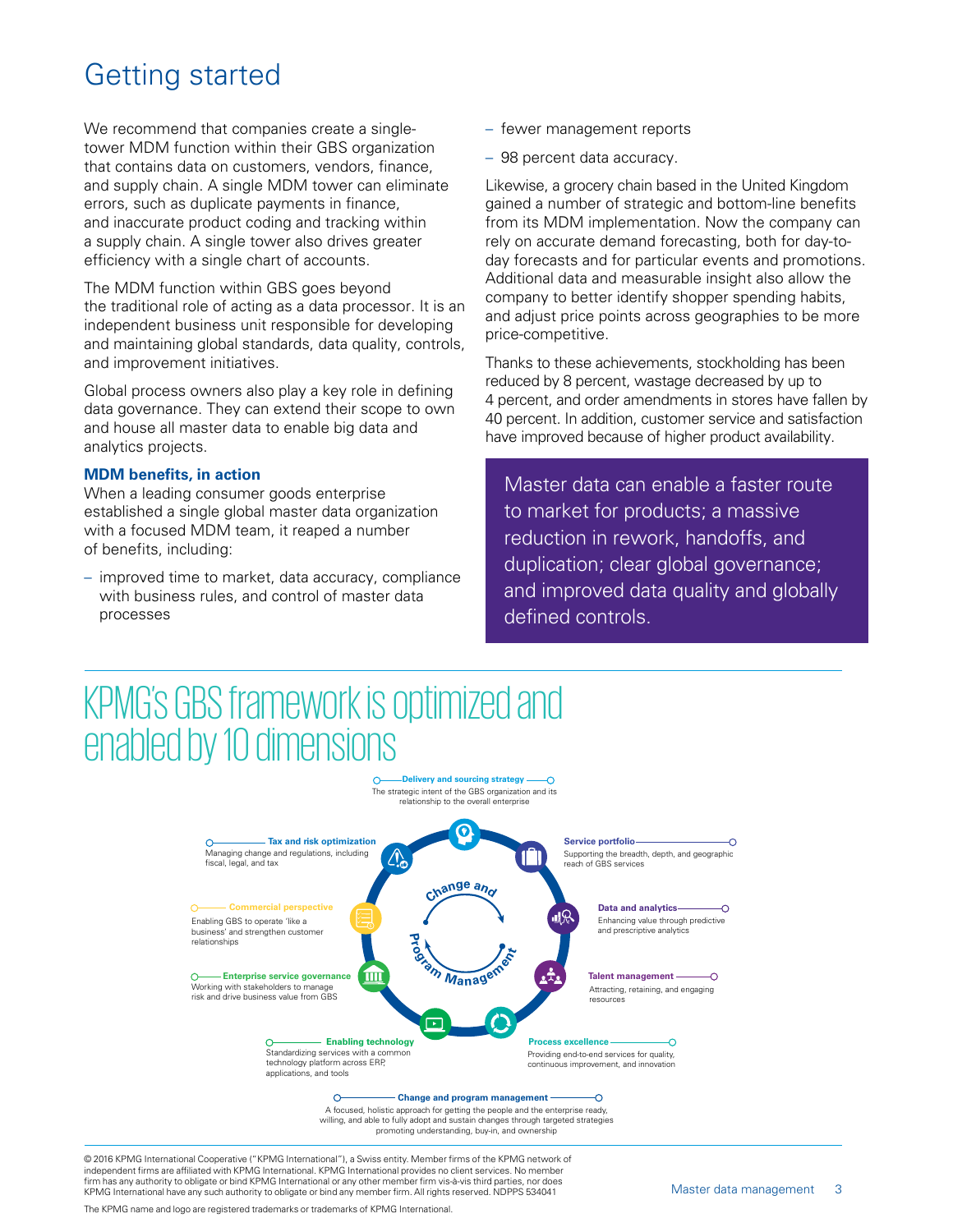# Getting started

We recommend that companies create a single-tower MDM function within their GBS organization that contains data on customers, vendors, finance, and supply chain. A single MDM tower can eliminate errors, such as duplicate payments in finance, and inaccurate product coding and tracking within a supply chain. A single tower also drives greater efficiency with a single chart of accounts.

The MDM function within GBS goes beyond the traditional role of acting as a data processor. It is an independent business unit responsible for developing and maintaining global standards, data quality, controls, and improvement initiatives.

Global process owners also play a key role in defining data governance. They can extend their scope to own and house all master data to enable big data and analytics projects.

### MDM benefits, in action

When a leading consumer goods enterprise established a single global master data organization with a focused MDM team, it reaped a number of benefits, including:

- improved time to market, data accuracy, compliance with business rules, and control of master data processes
- fewer management reports
- 98 percent data accuracy.

Likewise, a grocery chain based in the United Kingdom gained a number of strategic and bottom-line benefits from its MDM implementation. Now the company can rely on accurate demand forecasting, both for day-to-day forecasts and for particular events and promotions. Additional data and measurable insight also allow the company to better identify shopper spending habits, and adjust price points across geographies to be more price-competitive.

Thanks to these achievements, stockholding has been reduced by 8 percent, wastage decreased by up to 4 percent, and order amendments in stores have fallen by 40 percent. In addition, customer service and satisfaction have improved because of higher product availability.

> Master data can enable a faster route to market for products; a massive reduction in rework, handoffs, and duplication; clear global governance; and improved data quality and globally defined controls.

# KPMG's GBS framework is optimized and enabled by 10 dimensions

**Delivery and sourcing strategy**
The strategic intent of the GBS organization and its relationship to the overall enterprise

**Service portfolio**
Supporting the breadth, depth, and geographic reach of GBS services

**Data and analytics**
Enhancing value through predictive and prescriptive analytics

**Talent management**
Attracting, retaining, and engaging resources

**Process excellence**
Providing end-to-end services for quality, continuous improvement, and innovation

**Enabling technology**
Standardizing services with a common technology platform across ERP, applications, and tools

**Enterprise service governance**
Working with stakeholders to manage risk and drive business value from GBS

**Commercial perspective**
Enabling GBS to operate 'like a business' and strengthen customer relationships

**Tax and risk optimization**
Managing change and regulations, including fiscal, legal, and tax

Change and Program Management

**Change and program management**
A focused, holistic approach for getting the people and the enterprise ready, willing, and able to fully adopt and sustain changes through targeted strategies promoting understanding, buy-in, and ownership

© 2016 KPMG International Cooperative ("KPMG International"), a Swiss entity. Member firms of the KPMG network of independent firms are affiliated with KPMG International. KPMG International provides no client services. No member firm has any authority to obligate or bind KPMG International or any other member firm vis-à-vis third parties, nor does KPMG International have any such authority to obligate or bind any member firm. All rights reserved. NDPPS 534041

The KPMG name and logo are registered trademarks or trademarks of KPMG International.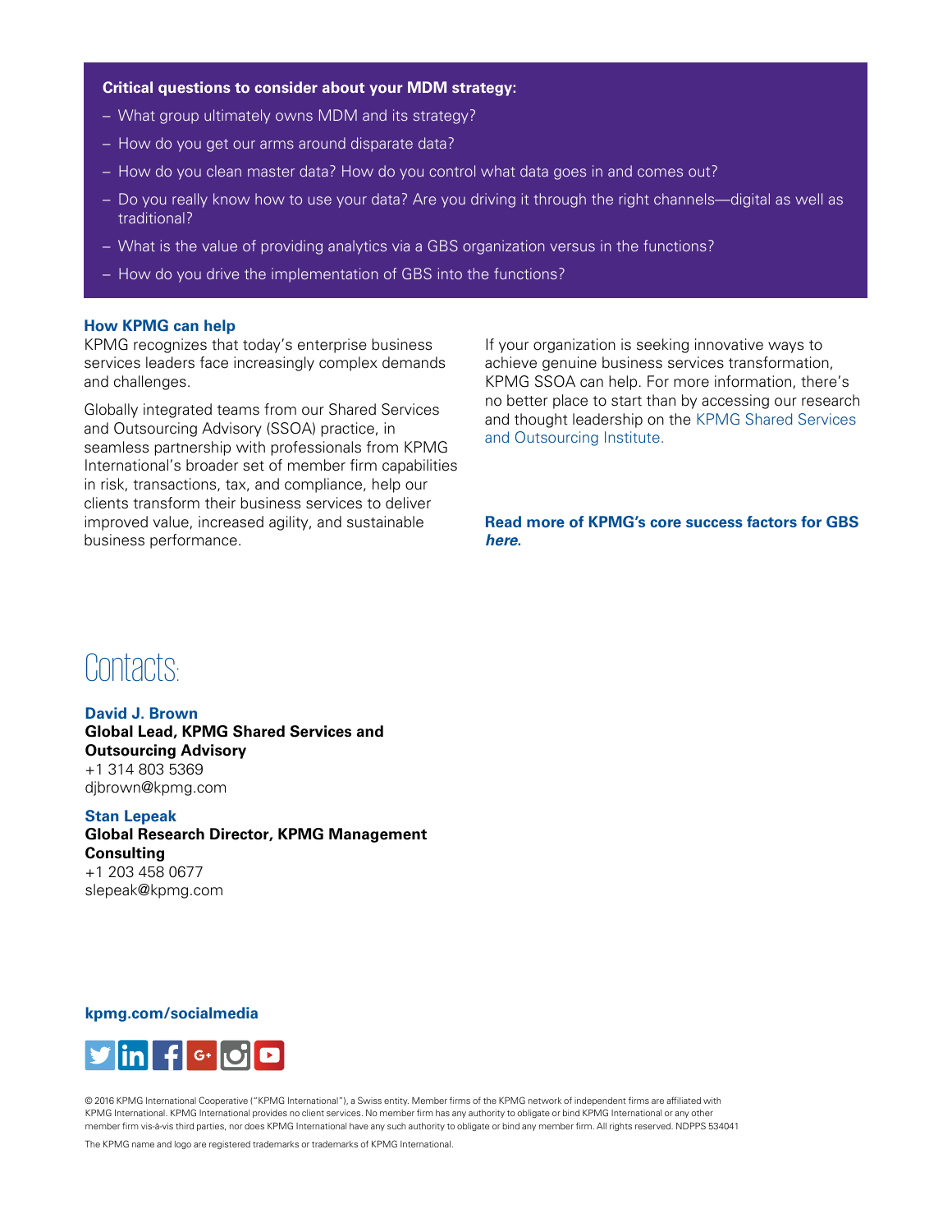**Critical questions to consider about your MDM strategy:**

- What group ultimately owns MDM and its strategy?
- How do you get our arms around disparate data?
- How do you clean master data? How do you control what data goes in and comes out?
- Do you really know how to use your data? Are you driving it through the right channels—digital as well as traditional?
- What is the value of providing analytics via a GBS organization versus in the functions?
- How do you drive the implementation of GBS into the functions?

### How KPMG can help

KPMG recognizes that today's enterprise business services leaders face increasingly complex demands and challenges.

Globally integrated teams from our Shared Services and Outsourcing Advisory (SSOA) practice, in seamless partnership with professionals from KPMG International's broader set of member firm capabilities in risk, transactions, tax, and compliance, help our clients transform their business services to deliver improved value, increased agility, and sustainable business performance.

If your organization is seeking innovative ways to achieve genuine business services transformation, KPMG SSOA can help. For more information, there's no better place to start than by accessing our research and thought leadership on the KPMG Shared Services and Outsourcing Institute.

**Read more of KPMG's core success factors for GBS *here*.**

# Contacts:

**David J. Brown**
**Global Lead, KPMG Shared Services and Outsourcing Advisory**
+1 314 803 5369
djbrown@kpmg.com

**Stan Lepeak**
**Global Research Director, KPMG Management Consulting**
+1 203 458 0677
slepeak@kpmg.com

**kpmg.com/socialmedia**

© 2016 KPMG International Cooperative ("KPMG International"), a Swiss entity. Member firms of the KPMG network of independent firms are affiliated with KPMG International. KPMG International provides no client services. No member firm has any authority to obligate or bind KPMG International or any other member firm vis-à-vis third parties, nor does KPMG International have any such authority to obligate or bind any member firm. All rights reserved. NDPPS 534041

The KPMG name and logo are registered trademarks or trademarks of KPMG International.